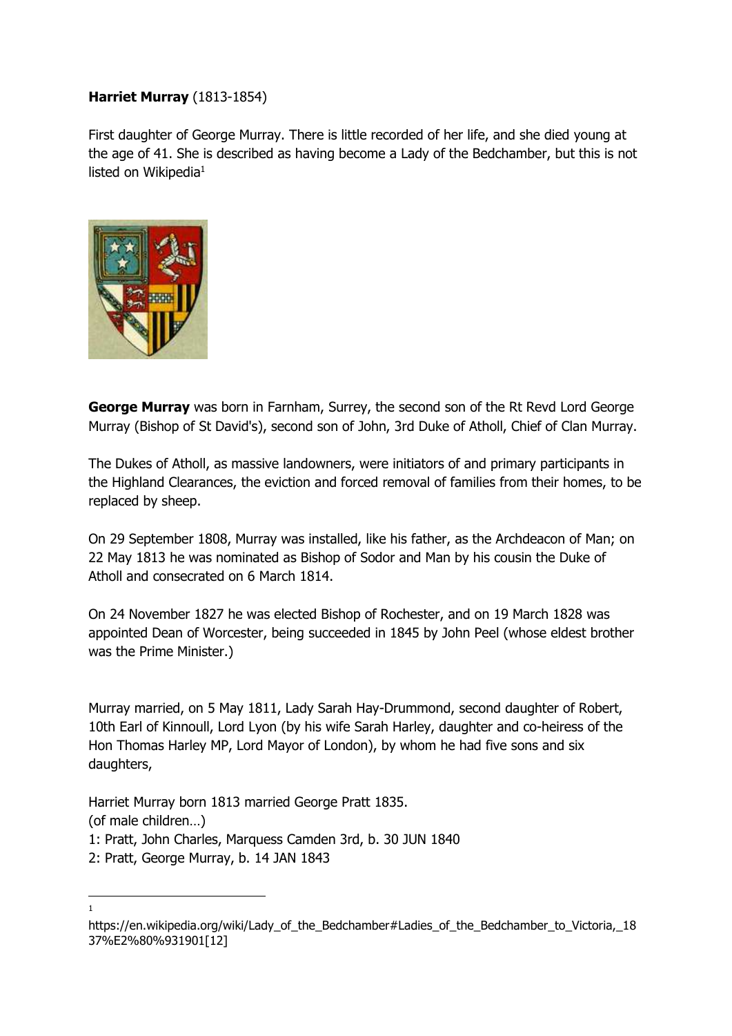**Harriet Murray** (1813-1854)

First daughter of George Murray. There is little recorded of her life, and she died young at the age of 41. She is described as having become a Lady of the Bedchamber, but this is not listed on Wikipedia[1]

**George Murray** was born in Farnham, Surrey, the second son of the Rt Revd Lord George Murray (Bishop of St David's), second son of John, 3rd Duke of Atholl, Chief of Clan Murray.

The Dukes of Atholl, as massive landowners, were initiators of and primary participants in the Highland Clearances, the eviction and forced removal of families from their homes, to be replaced by sheep.

On 29 September 1808, Murray was installed, like his father, as the Archdeacon of Man; on 22 May 1813 he was nominated as Bishop of Sodor and Man by his cousin the Duke of Atholl and consecrated on 6 March 1814.

On 24 November 1827 he was elected Bishop of Rochester, and on 19 March 1828 was appointed Dean of Worcester, being succeeded in 1845 by John Peel (whose eldest brother was the Prime Minister.)

Murray married, on 5 May 1811, Lady Sarah Hay-Drummond, second daughter of Robert, 10th Earl of Kinnoull, Lord Lyon (by his wife Sarah Harley, daughter and co-heiress of the Hon Thomas Harley MP, Lord Mayor of London), by whom he had five sons and six daughters,

Harriet Murray born 1813 married George Pratt 1835.
(of male children…)
1: Pratt, John Charles, Marquess Camden 3rd, b. 30 JUN 1840
2: Pratt, George Murray, b. 14 JAN 1843

---

[1] https://en.wikipedia.org/wiki/Lady_of_the_Bedchamber#Ladies_of_the_Bedchamber_to_Victoria,_1837%E2%80%931901[12]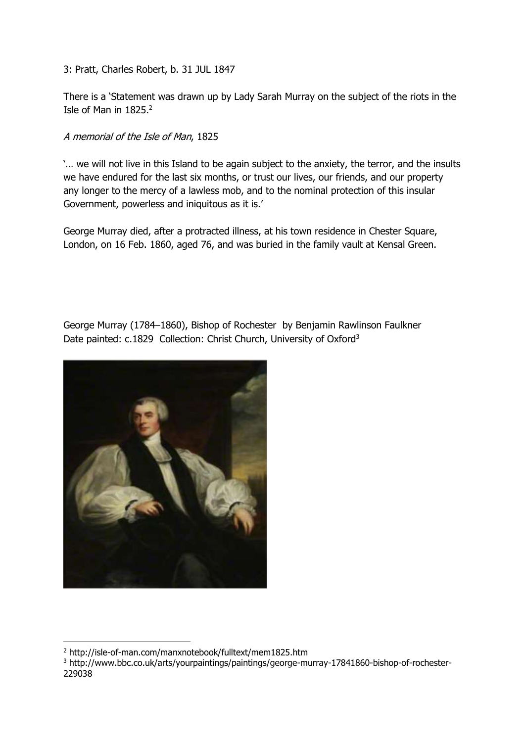3: Pratt, Charles Robert, b. 31 JUL 1847

There is a 'Statement was drawn up by Lady Sarah Murray on the subject of the riots in the Isle of Man in 1825.[2]

*A memorial of the Isle of Man*, 1825

'… we will not live in this Island to be again subject to the anxiety, the terror, and the insults we have endured for the last six months, or trust our lives, our friends, and our property any longer to the mercy of a lawless mob, and to the nominal protection of this insular Government, powerless and iniquitous as it is.'

George Murray died, after a protracted illness, at his town residence in Chester Square, London, on 16 Feb. 1860, aged 76, and was buried in the family vault at Kensal Green.

George Murray (1784–1860), Bishop of Rochester by Benjamin Rawlinson Faulkner
Date painted: c.1829 Collection: Christ Church, University of Oxford[3]

---

[2] http://isle-of-man.com/manxnotebook/fulltext/mem1825.htm

[3] http://www.bbc.co.uk/arts/yourpaintings/paintings/george-murray-17841860-bishop-of-rochester-229038